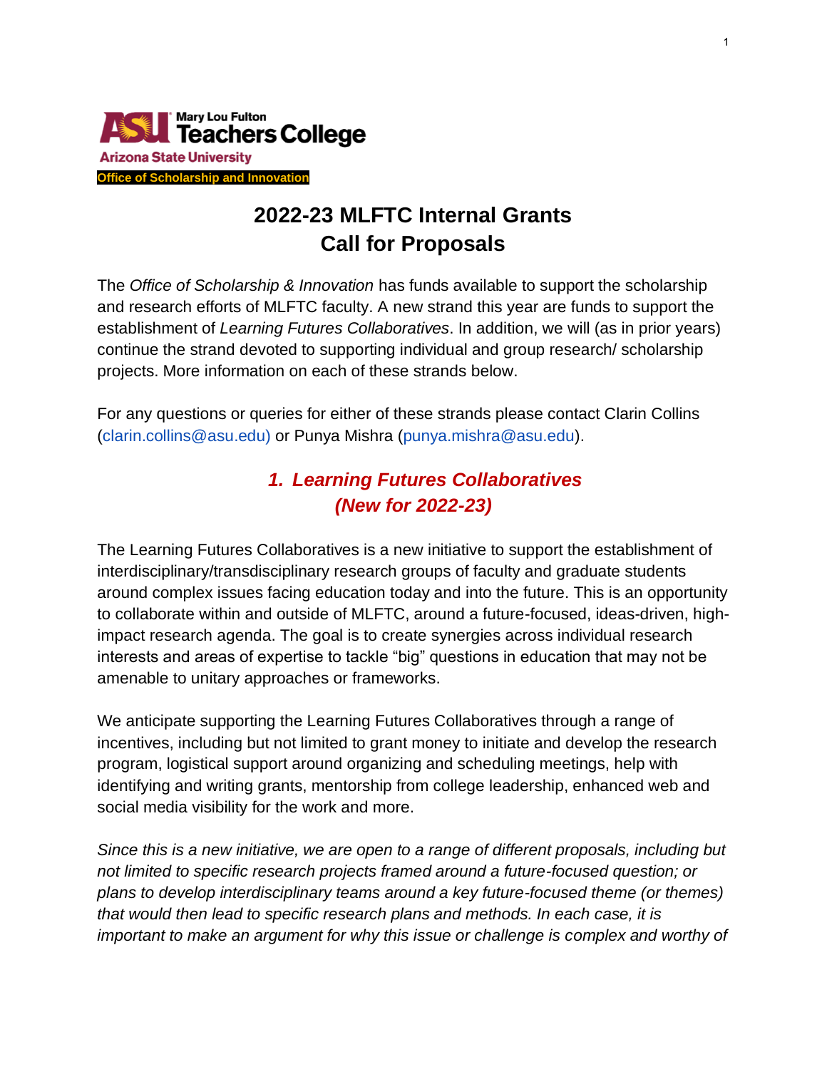Mary Lou Fulton Teachers College
Arizona State University
**Office of Scholarship and Innovation**

# 2022-23 MLFTC Internal Grants
# Call for Proposals

The *Office of Scholarship & Innovation* has funds available to support the scholarship and research efforts of MLFTC faculty. A new strand this year are funds to support the establishment of *Learning Futures Collaboratives*. In addition, we will (as in prior years) continue the strand devoted to supporting individual and group research/ scholarship projects. More information on each of these strands below.

For any questions or queries for either of these strands please contact Clarin Collins (clarin.collins@asu.edu) or Punya Mishra (punya.mishra@asu.edu).

## *1. Learning Futures Collaboratives (New for 2022-23)*

The Learning Futures Collaboratives is a new initiative to support the establishment of interdisciplinary/transdisciplinary research groups of faculty and graduate students around complex issues facing education today and into the future. This is an opportunity to collaborate within and outside of MLFTC, around a future-focused, ideas-driven, high-impact research agenda. The goal is to create synergies across individual research interests and areas of expertise to tackle "big" questions in education that may not be amenable to unitary approaches or frameworks.

We anticipate supporting the Learning Futures Collaboratives through a range of incentives, including but not limited to grant money to initiate and develop the research program, logistical support around organizing and scheduling meetings, help with identifying and writing grants, mentorship from college leadership, enhanced web and social media visibility for the work and more.

*Since this is a new initiative, we are open to a range of different proposals, including but not limited to specific research projects framed around a future-focused question; or plans to develop interdisciplinary teams around a key future-focused theme (or themes) that would then lead to specific research plans and methods. In each case, it is important to make an argument for why this issue or challenge is complex and worthy of*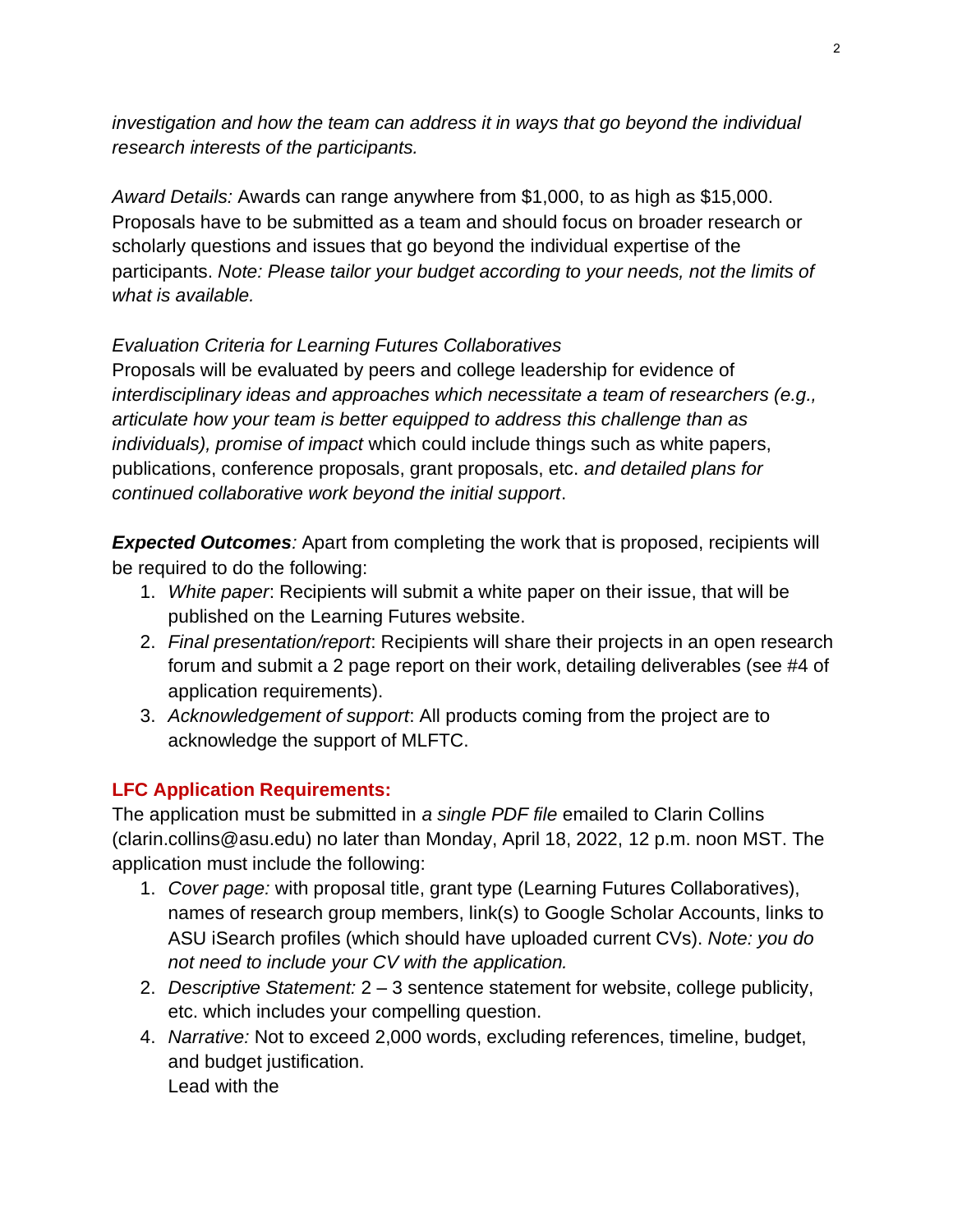*investigation and how the team can address it in ways that go beyond the individual research interests of the participants.*

*Award Details:* Awards can range anywhere from $1,000, to as high as $15,000. Proposals have to be submitted as a team and should focus on broader research or scholarly questions and issues that go beyond the individual expertise of the participants. *Note: Please tailor your budget according to your needs, not the limits of what is available.*

*Evaluation Criteria for Learning Futures Collaboratives*
Proposals will be evaluated by peers and college leadership for evidence of *interdisciplinary ideas and approaches which necessitate a team of researchers (e.g., articulate how your team is better equipped to address this challenge than as individuals), promise of impact* which could include things such as white papers, publications, conference proposals, grant proposals, etc. *and detailed plans for continued collaborative work beyond the initial support*.

***Expected Outcomes****:* Apart from completing the work that is proposed, recipients will be required to do the following:

1. *White paper*: Recipients will submit a white paper on their issue, that will be published on the Learning Futures website.
2. *Final presentation/report*: Recipients will share their projects in an open research forum and submit a 2 page report on their work, detailing deliverables (see #4 of application requirements).
3. *Acknowledgement of support*: All products coming from the project are to acknowledge the support of MLFTC.

**LFC Application Requirements:**

The application must be submitted in *a single PDF file* emailed to Clarin Collins (clarin.collins@asu.edu) no later than Monday, April 18, 2022, 12 p.m. noon MST. The application must include the following:

1. *Cover page:* with proposal title, grant type (Learning Futures Collaboratives), names of research group members, link(s) to Google Scholar Accounts, links to ASU iSearch profiles (which should have uploaded current CVs). *Note: you do not need to include your CV with the application.*
2. *Descriptive Statement:* 2 – 3 sentence statement for website, college publicity, etc. which includes your compelling question.

4. *Narrative:* Not to exceed 2,000 words, excluding references, timeline, budget, and budget justification.
   Lead with the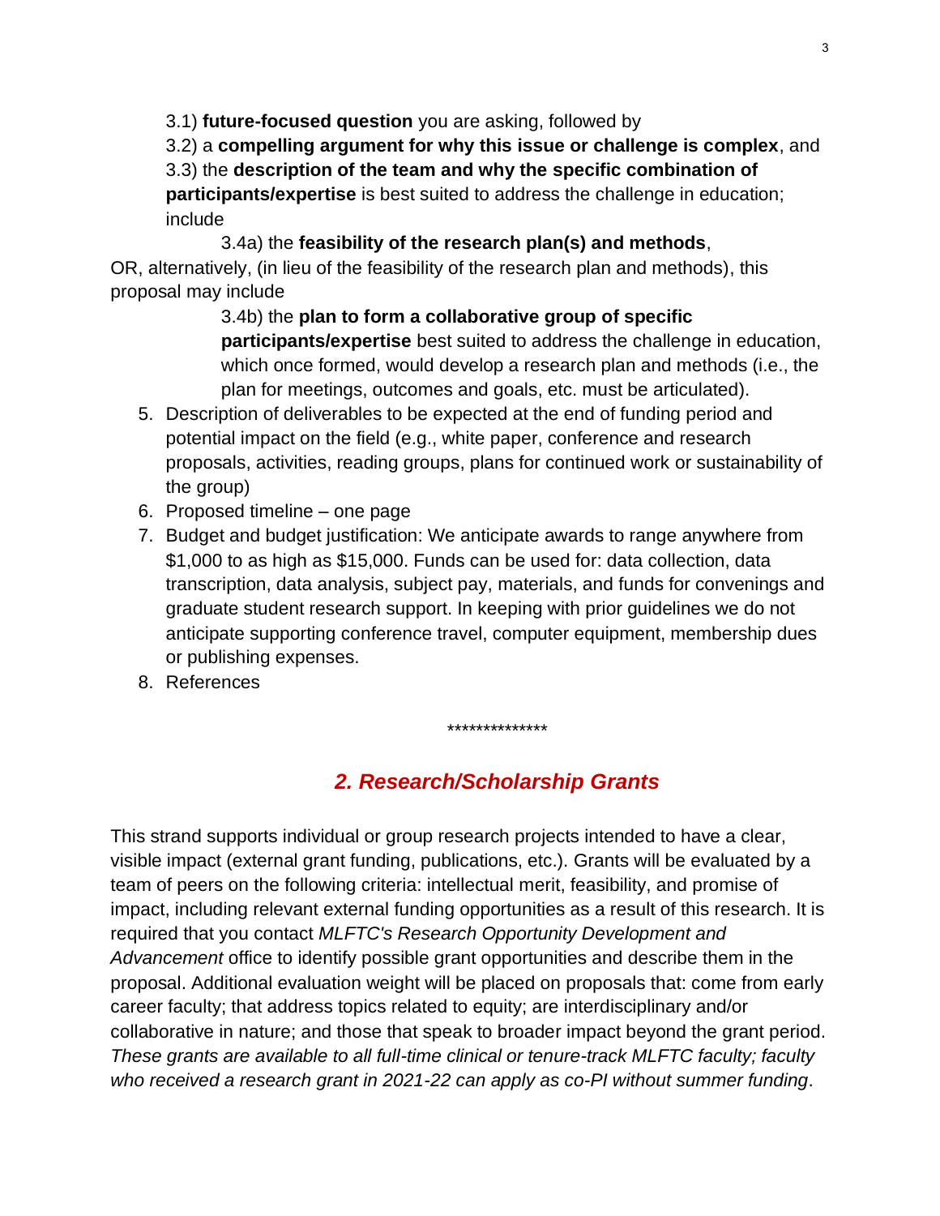3.1) **future-focused question** you are asking, followed by

3.2) a **compelling argument for why this issue or challenge is complex**, and

3.3) the **description of the team and why the specific combination of participants/expertise** is best suited to address the challenge in education; include

> 3.4a) the **feasibility of the research plan(s) and methods**,

OR, alternatively, (in lieu of the feasibility of the research plan and methods), this proposal may include

> 3.4b) the **plan to form a collaborative group of specific participants/expertise** best suited to address the challenge in education, which once formed, would develop a research plan and methods (i.e., the plan for meetings, outcomes and goals, etc. must be articulated).

5. Description of deliverables to be expected at the end of funding period and potential impact on the field (e.g., white paper, conference and research proposals, activities, reading groups, plans for continued work or sustainability of the group)
6. Proposed timeline – one page
7. Budget and budget justification: We anticipate awards to range anywhere from $1,000 to as high as $15,000. Funds can be used for: data collection, data transcription, data analysis, subject pay, materials, and funds for convenings and graduate student research support. In keeping with prior guidelines we do not anticipate supporting conference travel, computer equipment, membership dues or publishing expenses.
8. References

**************

## *2. Research/Scholarship Grants*

This strand supports individual or group research projects intended to have a clear, visible impact (external grant funding, publications, etc.). Grants will be evaluated by a team of peers on the following criteria: intellectual merit, feasibility, and promise of impact, including relevant external funding opportunities as a result of this research. It is required that you contact *MLFTC's Research Opportunity Development and Advancement* office to identify possible grant opportunities and describe them in the proposal. Additional evaluation weight will be placed on proposals that: come from early career faculty; that address topics related to equity; are interdisciplinary and/or collaborative in nature; and those that speak to broader impact beyond the grant period. *These grants are available to all full-time clinical or tenure-track MLFTC faculty; faculty who received a research grant in 2021-22 can apply as co-PI without summer funding*.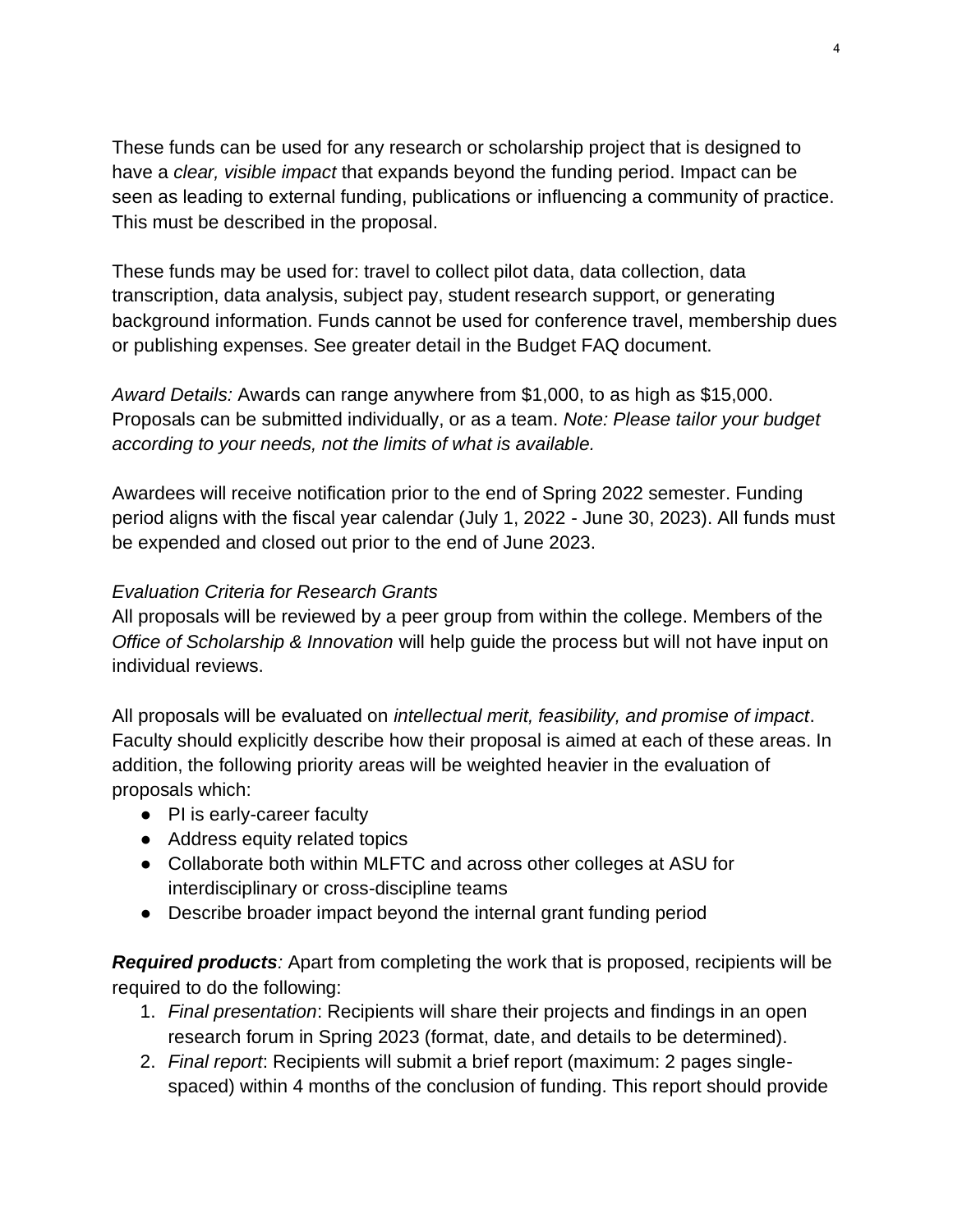These funds can be used for any research or scholarship project that is designed to have a *clear, visible impact* that expands beyond the funding period. Impact can be seen as leading to external funding, publications or influencing a community of practice. This must be described in the proposal.

These funds may be used for: travel to collect pilot data, data collection, data transcription, data analysis, subject pay, student research support, or generating background information. Funds cannot be used for conference travel, membership dues or publishing expenses. See greater detail in the Budget FAQ document.

*Award Details:* Awards can range anywhere from $1,000, to as high as $15,000. Proposals can be submitted individually, or as a team. *Note: Please tailor your budget according to your needs, not the limits of what is available.*

Awardees will receive notification prior to the end of Spring 2022 semester. Funding period aligns with the fiscal year calendar (July 1, 2022 - June 30, 2023). All funds must be expended and closed out prior to the end of June 2023.

*Evaluation Criteria for Research Grants*

All proposals will be reviewed by a peer group from within the college. Members of the *Office of Scholarship & Innovation* will help guide the process but will not have input on individual reviews.

All proposals will be evaluated on *intellectual merit, feasibility, and promise of impact*. Faculty should explicitly describe how their proposal is aimed at each of these areas. In addition, the following priority areas will be weighted heavier in the evaluation of proposals which:

- PI is early-career faculty
- Address equity related topics
- Collaborate both within MLFTC and across other colleges at ASU for interdisciplinary or cross-discipline teams
- Describe broader impact beyond the internal grant funding period

***Required products**:* Apart from completing the work that is proposed, recipients will be required to do the following:

1. *Final presentation*: Recipients will share their projects and findings in an open research forum in Spring 2023 (format, date, and details to be determined).
2. *Final report*: Recipients will submit a brief report (maximum: 2 pages single-spaced) within 4 months of the conclusion of funding. This report should provide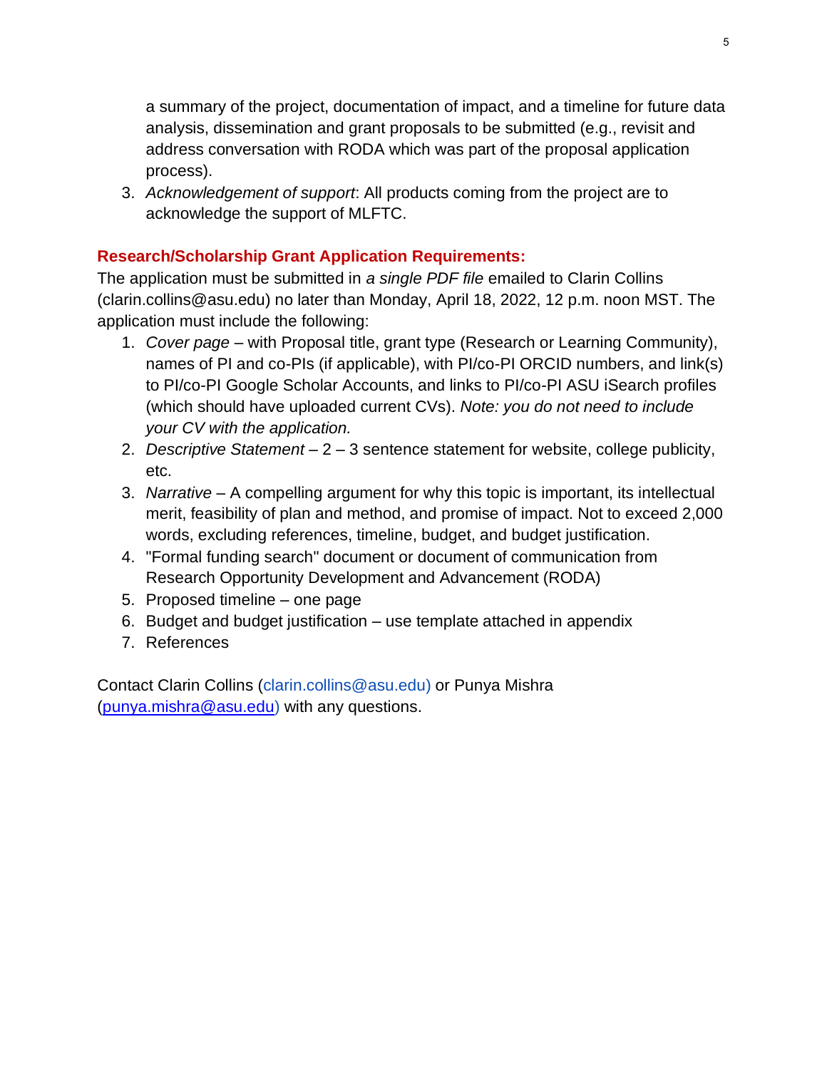a summary of the project, documentation of impact, and a timeline for future data analysis, dissemination and grant proposals to be submitted (e.g., revisit and address conversation with RODA which was part of the proposal application process).

3. *Acknowledgement of support*: All products coming from the project are to acknowledge the support of MLFTC.

## Research/Scholarship Grant Application Requirements:

The application must be submitted in *a single PDF file* emailed to Clarin Collins (clarin.collins@asu.edu) no later than Monday, April 18, 2022, 12 p.m. noon MST. The application must include the following:

1. *Cover page* – with Proposal title, grant type (Research or Learning Community), names of PI and co-PIs (if applicable), with PI/co-PI ORCID numbers, and link(s) to PI/co-PI Google Scholar Accounts, and links to PI/co-PI ASU iSearch profiles (which should have uploaded current CVs). *Note: you do not need to include your CV with the application.*
2. *Descriptive Statement* – 2 – 3 sentence statement for website, college publicity, etc.
3. *Narrative* – A compelling argument for why this topic is important, its intellectual merit, feasibility of plan and method, and promise of impact. Not to exceed 2,000 words, excluding references, timeline, budget, and budget justification.
4. "Formal funding search" document or document of communication from Research Opportunity Development and Advancement (RODA)
5. Proposed timeline – one page
6. Budget and budget justification – use template attached in appendix
7. References

Contact Clarin Collins (clarin.collins@asu.edu) or Punya Mishra (punya.mishra@asu.edu) with any questions.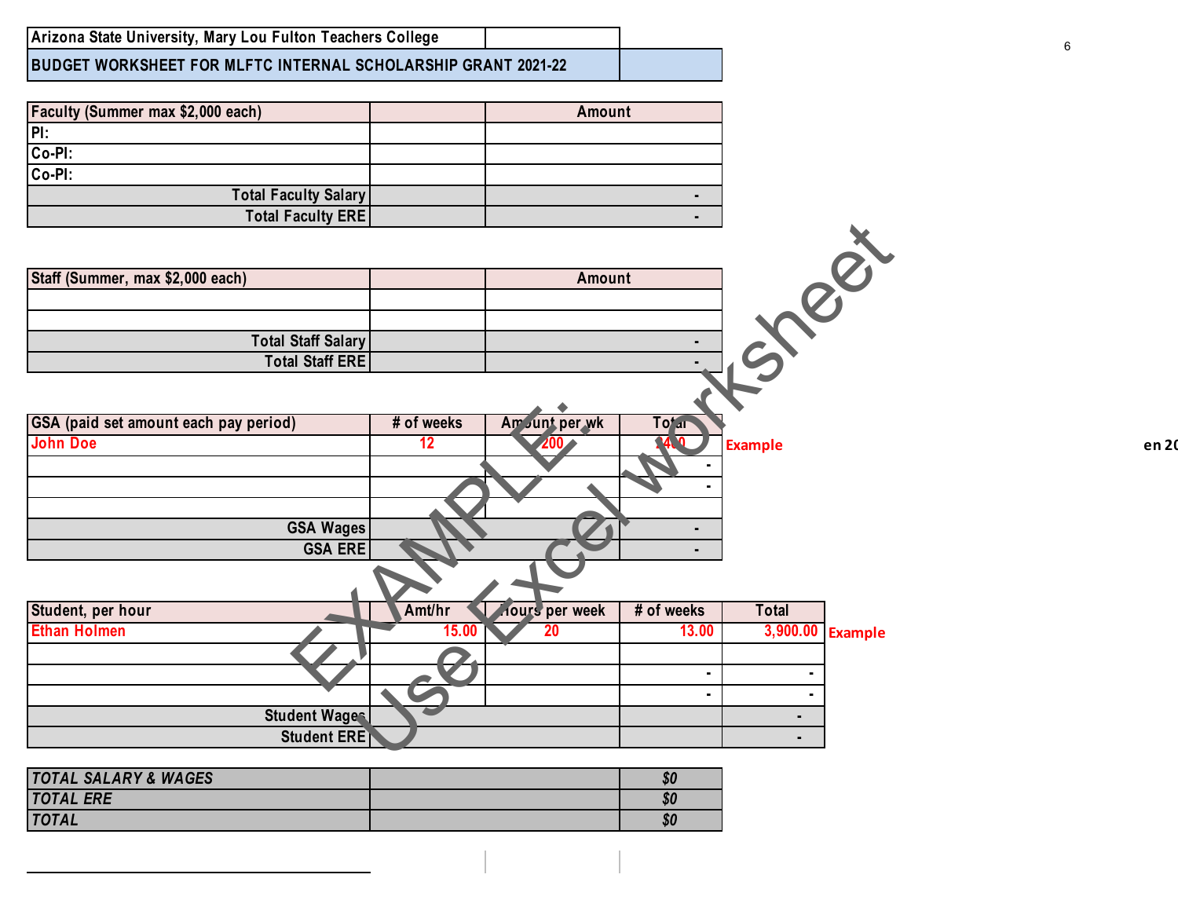| Arizona State University, Mary Lou Fulton Teachers College | |
|---|---|
| BUDGET WORKSHEET FOR MLFTC INTERNAL SCHOLARSHIP GRANT 2021-22 | |

EXAMPLE: Use Excel worksheet

| Faculty (Summer max $2,000 each) | | Amount |
|---|---|---|
| PI: | | |
| Co-PI: | | |
| Co-PI: | | |
| Total Faculty Salary | | - |
| Total Faculty ERE | | - |

| Staff (Summer, max $2,000 each) | | Amount |
|---|---|---|
| | | |
| | | |
| Total Staff Salary | | - |
| Total Staff ERE | | - |

| GSA (paid set amount each pay period) | # of weeks | Amount per wk | Total | |
|---|---|---|---|---|
| John Doe | 12 | 200 | 2400 | Example |
| | | | - | |
| | | | - | |
| | | | | |
| GSA Wages | | | - | |
| GSA ERE | | | - | |

| Student, per hour | Amt/hr | Hours per week | # of weeks | Total | |
|---|---|---|---|---|---|
| Ethan Holmen | 15.00 | 20 | 13.00 | 3,900.00 | Example |
| | | | | | |
| | | | - | - | |
| | | | - | - | |
| Student Wages | | | | - | |
| Student ERE | | | | - | |

| | | |
|---|---|---|
| *TOTAL SALARY & WAGES* | | *$0* |
| *TOTAL ERE* | | *$0* |
| *TOTAL* | | *$0* |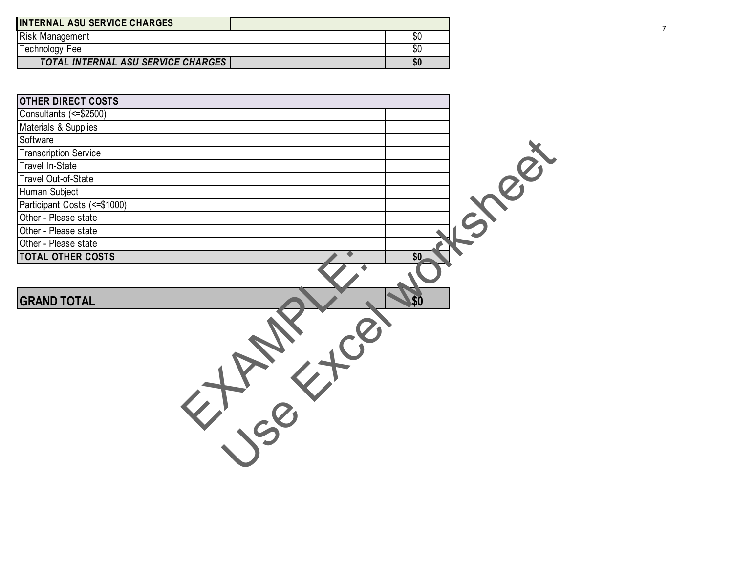| INTERNAL ASU SERVICE CHARGES | |
|---|---|
| Risk Management | $0 |
| Technology Fee | $0 |
| ***TOTAL INTERNAL ASU SERVICE CHARGES*** | **$0** |

| OTHER DIRECT COSTS | |
|---|---|
| Consultants (<=$2500) | |
| Materials & Supplies | |
| Software | |
| Transcription Service | |
| Travel In-State | |
| Travel Out-of-State | |
| Human Subject | |
| Participant Costs (<=$1000) | |
| Other - Please state | |
| Other - Please state | |
| Other - Please state | |
| **TOTAL OTHER COSTS** | **$0** |

| **GRAND TOTAL** | **$0** |
|---|---|

EXAMPLE:
Use Excel worksheet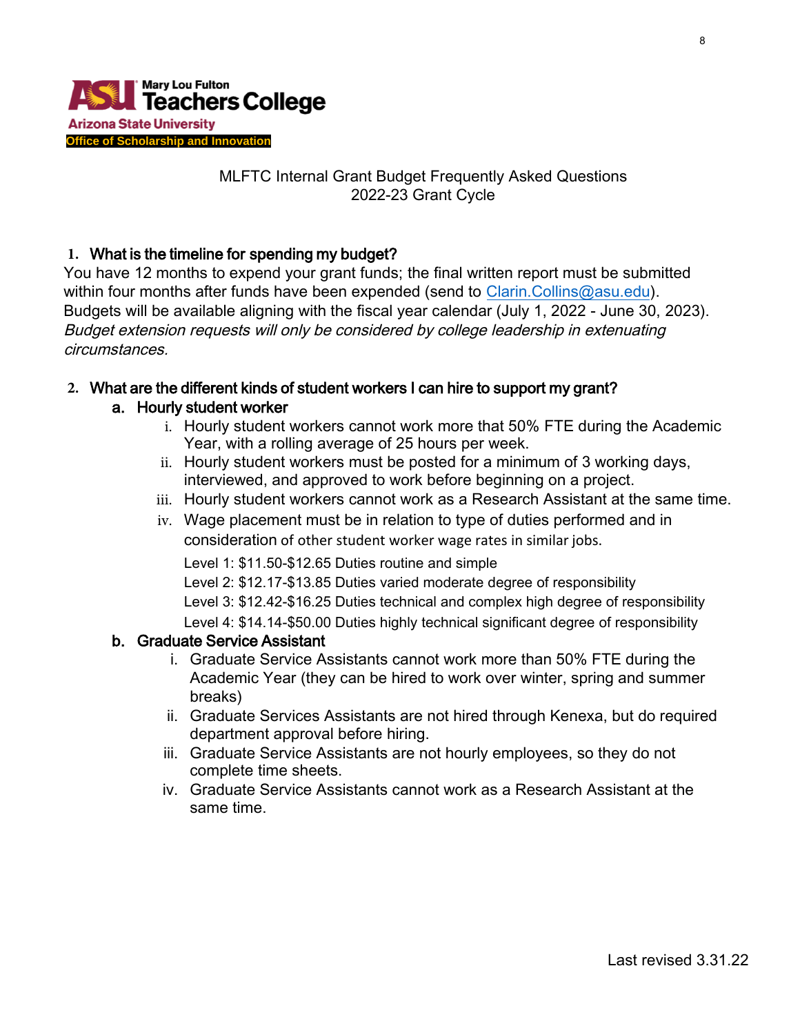Mary Lou Fulton Teachers College
Arizona State University
Office of Scholarship and Innovation

MLFTC Internal Grant Budget Frequently Asked Questions
2022-23 Grant Cycle

1. **What is the timeline for spending my budget?**

You have 12 months to expend your grant funds; the final written report must be submitted within four months after funds have been expended (send to [Clarin.Collins@asu.edu](mailto:Clarin.Collins@asu.edu)). Budgets will be available aligning with the fiscal year calendar (July 1, 2022 - June 30, 2023). *Budget extension requests will only be considered by college leadership in extenuating circumstances.*

2. **What are the different kinds of student workers I can hire to support my grant?**

   a. **Hourly student worker**

      i. Hourly student workers cannot work more that 50% FTE during the Academic Year, with a rolling average of 25 hours per week.

      ii. Hourly student workers must be posted for a minimum of 3 working days, interviewed, and approved to work before beginning on a project.

      iii. Hourly student workers cannot work as a Research Assistant at the same time.

      iv. Wage placement must be in relation to type of duties performed and in consideration of other student worker wage rates in similar jobs.

      Level 1: $11.50-$12.65 Duties routine and simple

      Level 2: $12.17-$13.85 Duties varied moderate degree of responsibility

      Level 3: $12.42-$16.25 Duties technical and complex high degree of responsibility

      Level 4: $14.14-$50.00 Duties highly technical significant degree of responsibility

   b. **Graduate Service Assistant**

      i. Graduate Service Assistants cannot work more than 50% FTE during the Academic Year (they can be hired to work over winter, spring and summer breaks)

      ii. Graduate Services Assistants are not hired through Kenexa, but do required department approval before hiring.

      iii. Graduate Service Assistants are not hourly employees, so they do not complete time sheets.

      iv. Graduate Service Assistants cannot work as a Research Assistant at the same time.

Last revised 3.31.22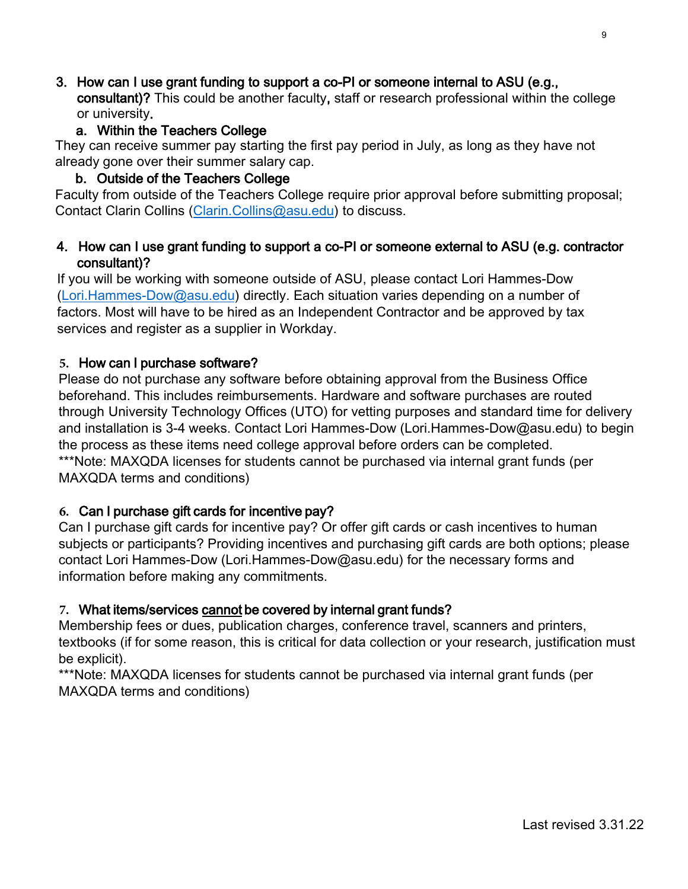3. **How can I use grant funding to support a co-PI or someone internal to ASU (e.g., consultant)?** This could be another faculty, staff or research professional within the college or university.

   a. **Within the Teachers College**

They can receive summer pay starting the first pay period in July, as long as they have not already gone over their summer salary cap.

   b. **Outside of the Teachers College**

Faculty from outside of the Teachers College require prior approval before submitting proposal; Contact Clarin Collins (Clarin.Collins@asu.edu) to discuss.

4. **How can I use grant funding to support a co-PI or someone external to ASU (e.g. contractor consultant)?**

If you will be working with someone outside of ASU, please contact Lori Hammes-Dow (Lori.Hammes-Dow@asu.edu) directly. Each situation varies depending on a number of factors. Most will have to be hired as an Independent Contractor and be approved by tax services and register as a supplier in Workday.

5. **How can I purchase software?**

Please do not purchase any software before obtaining approval from the Business Office beforehand. This includes reimbursements. Hardware and software purchases are routed through University Technology Offices (UTO) for vetting purposes and standard time for delivery and installation is 3-4 weeks. Contact Lori Hammes-Dow (Lori.Hammes-Dow@asu.edu) to begin the process as these items need college approval before orders can be completed.
***Note: MAXQDA licenses for students cannot be purchased via internal grant funds (per MAXQDA terms and conditions)

6. **Can I purchase gift cards for incentive pay?**

Can I purchase gift cards for incentive pay? Or offer gift cards or cash incentives to human subjects or participants? Providing incentives and purchasing gift cards are both options; please contact Lori Hammes-Dow (Lori.Hammes-Dow@asu.edu) for the necessary forms and information before making any commitments.

7. **What items/services <u>cannot</u> be covered by internal grant funds?**

Membership fees or dues, publication charges, conference travel, scanners and printers, textbooks (if for some reason, this is critical for data collection or your research, justification must be explicit).
***Note: MAXQDA licenses for students cannot be purchased via internal grant funds (per MAXQDA terms and conditions)

Last revised 3.31.22